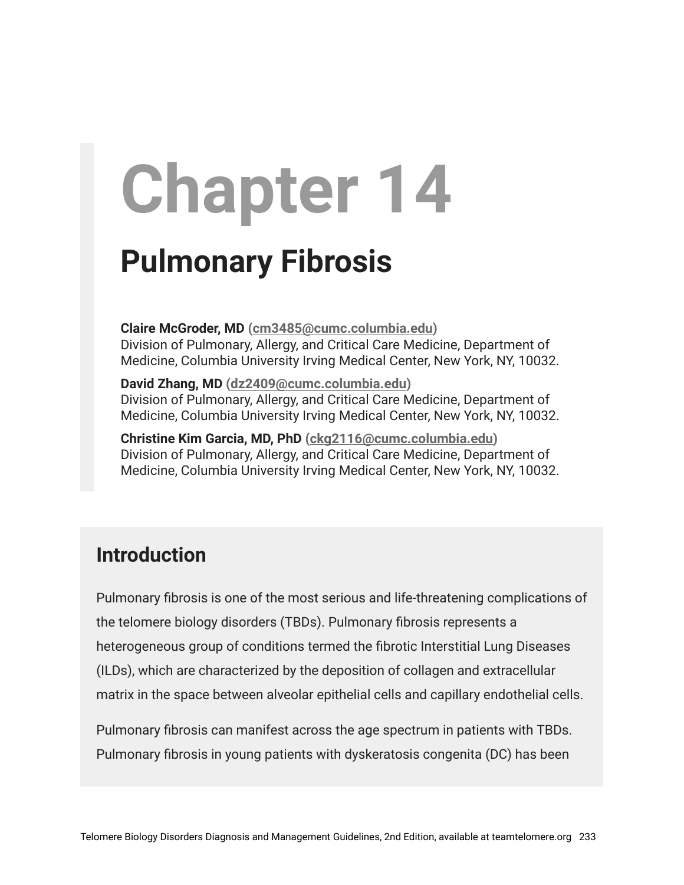# Chapter 14

## Pulmonary Fibrosis

**Claire McGroder, MD** (cm3485@cumc.columbia.edu)
Division of Pulmonary, Allergy, and Critical Care Medicine, Department of Medicine, Columbia University Irving Medical Center, New York, NY, 10032.

**David Zhang, MD** (dz2409@cumc.columbia.edu)
Division of Pulmonary, Allergy, and Critical Care Medicine, Department of Medicine, Columbia University Irving Medical Center, New York, NY, 10032.

**Christine Kim Garcia, MD, PhD** (ckg2116@cumc.columbia.edu)
Division of Pulmonary, Allergy, and Critical Care Medicine, Department of Medicine, Columbia University Irving Medical Center, New York, NY, 10032.

## Introduction

Pulmonary fibrosis is one of the most serious and life-threatening complications of the telomere biology disorders (TBDs). Pulmonary fibrosis represents a heterogeneous group of conditions termed the fibrotic Interstitial Lung Diseases (ILDs), which are characterized by the deposition of collagen and extracellular matrix in the space between alveolar epithelial cells and capillary endothelial cells.

Pulmonary fibrosis can manifest across the age spectrum in patients with TBDs. Pulmonary fibrosis in young patients with dyskeratosis congenita (DC) has been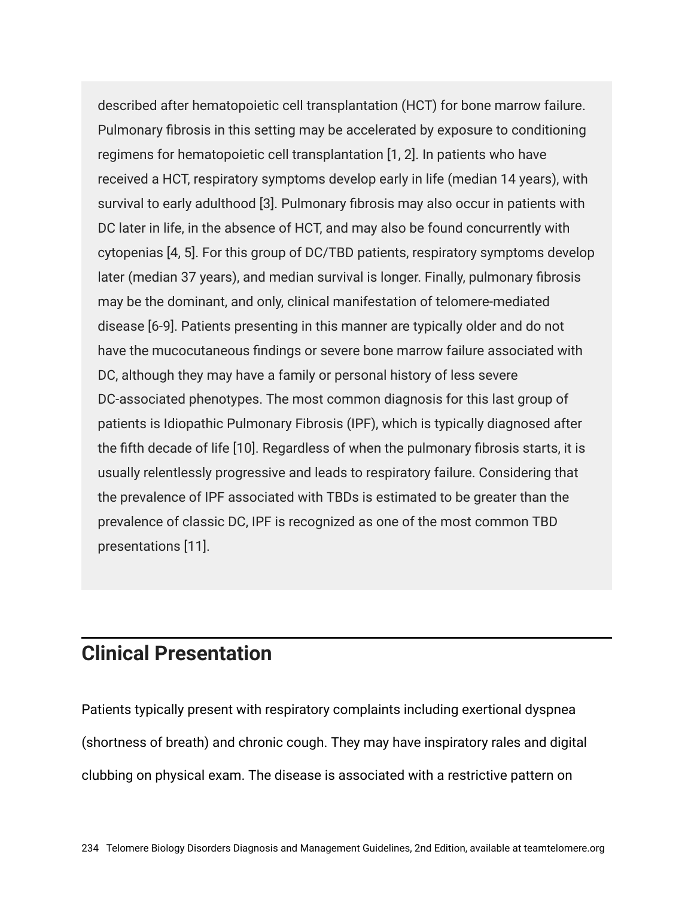described after hematopoietic cell transplantation (HCT) for bone marrow failure. Pulmonary fibrosis in this setting may be accelerated by exposure to conditioning regimens for hematopoietic cell transplantation [1, 2]. In patients who have received a HCT, respiratory symptoms develop early in life (median 14 years), with survival to early adulthood [3]. Pulmonary fibrosis may also occur in patients with DC later in life, in the absence of HCT, and may also be found concurrently with cytopenias [4, 5]. For this group of DC/TBD patients, respiratory symptoms develop later (median 37 years), and median survival is longer. Finally, pulmonary fibrosis may be the dominant, and only, clinical manifestation of telomere-mediated disease [6-9]. Patients presenting in this manner are typically older and do not have the mucocutaneous findings or severe bone marrow failure associated with DC, although they may have a family or personal history of less severe DC-associated phenotypes. The most common diagnosis for this last group of patients is Idiopathic Pulmonary Fibrosis (IPF), which is typically diagnosed after the fifth decade of life [10]. Regardless of when the pulmonary fibrosis starts, it is usually relentlessly progressive and leads to respiratory failure. Considering that the prevalence of IPF associated with TBDs is estimated to be greater than the prevalence of classic DC, IPF is recognized as one of the most common TBD presentations [11].

## Clinical Presentation

Patients typically present with respiratory complaints including exertional dyspnea (shortness of breath) and chronic cough. They may have inspiratory rales and digital clubbing on physical exam. The disease is associated with a restrictive pattern on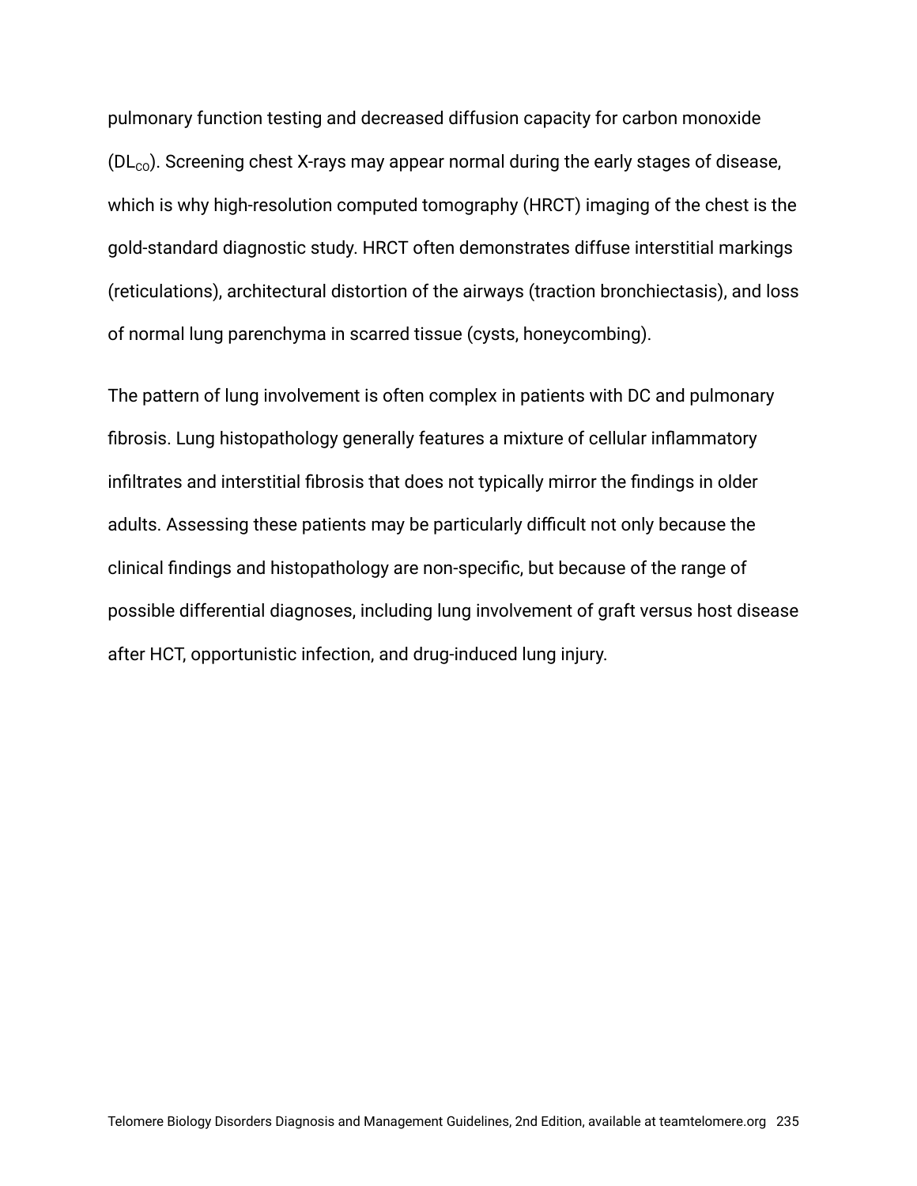pulmonary function testing and decreased diffusion capacity for carbon monoxide ($DL_{CO}$). Screening chest X-rays may appear normal during the early stages of disease, which is why high-resolution computed tomography (HRCT) imaging of the chest is the gold-standard diagnostic study. HRCT often demonstrates diffuse interstitial markings (reticulations), architectural distortion of the airways (traction bronchiectasis), and loss of normal lung parenchyma in scarred tissue (cysts, honeycombing).

The pattern of lung involvement is often complex in patients with DC and pulmonary fibrosis. Lung histopathology generally features a mixture of cellular inflammatory infiltrates and interstitial fibrosis that does not typically mirror the findings in older adults. Assessing these patients may be particularly difficult not only because the clinical findings and histopathology are non-specific, but because of the range of possible differential diagnoses, including lung involvement of graft versus host disease after HCT, opportunistic infection, and drug-induced lung injury.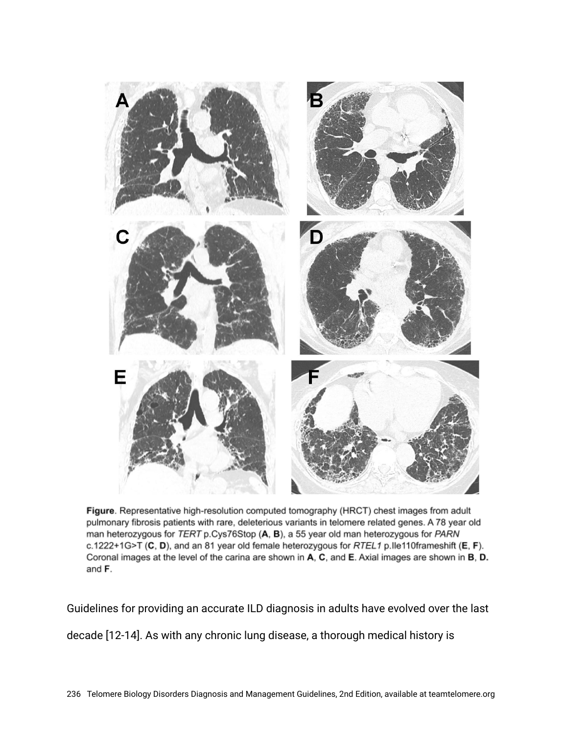**Figure**. Representative high-resolution computed tomography (HRCT) chest images from adult pulmonary fibrosis patients with rare, deleterious variants in telomere related genes. A 78 year old man heterozygous for *TERT* p.Cys76Stop (**A**, **B**), a 55 year old man heterozygous for *PARN* c.1222+1G>T (**C**, **D**), and an 81 year old female heterozygous for *RTEL1* p.Ile110frameshift (**E**, **F**). Coronal images at the level of the carina are shown in **A**, **C**, and **E**. Axial images are shown in **B**, **D**. and **F**.

Guidelines for providing an accurate ILD diagnosis in adults have evolved over the last decade [12-14]. As with any chronic lung disease, a thorough medical history is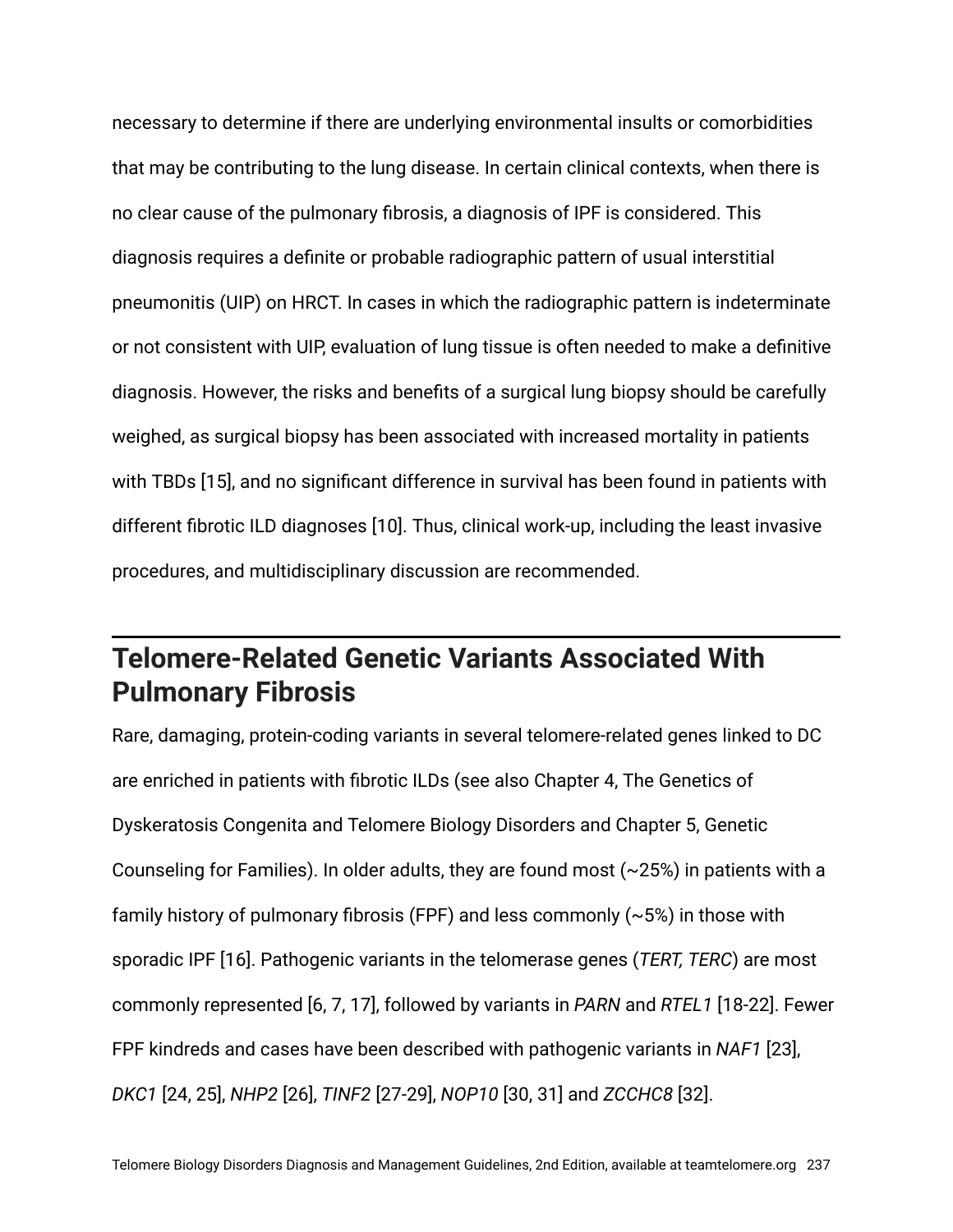necessary to determine if there are underlying environmental insults or comorbidities that may be contributing to the lung disease. In certain clinical contexts, when there is no clear cause of the pulmonary fibrosis, a diagnosis of IPF is considered. This diagnosis requires a definite or probable radiographic pattern of usual interstitial pneumonitis (UIP) on HRCT. In cases in which the radiographic pattern is indeterminate or not consistent with UIP, evaluation of lung tissue is often needed to make a definitive diagnosis. However, the risks and benefits of a surgical lung biopsy should be carefully weighed, as surgical biopsy has been associated with increased mortality in patients with TBDs [15], and no significant difference in survival has been found in patients with different fibrotic ILD diagnoses [10]. Thus, clinical work-up, including the least invasive procedures, and multidisciplinary discussion are recommended.

## Telomere-Related Genetic Variants Associated With Pulmonary Fibrosis

Rare, damaging, protein-coding variants in several telomere-related genes linked to DC are enriched in patients with fibrotic ILDs (see also Chapter 4, The Genetics of Dyskeratosis Congenita and Telomere Biology Disorders and Chapter 5, Genetic Counseling for Families). In older adults, they are found most (~25%) in patients with a family history of pulmonary fibrosis (FPF) and less commonly (~5%) in those with sporadic IPF [16]. Pathogenic variants in the telomerase genes (*TERT, TERC*) are most commonly represented [6, 7, 17], followed by variants in *PARN* and *RTEL1* [18-22]. Fewer FPF kindreds and cases have been described with pathogenic variants in *NAF1* [23], *DKC1* [24, 25], *NHP2* [26], *TINF2* [27-29], *NOP10* [30, 31] and *ZCCHC8* [32].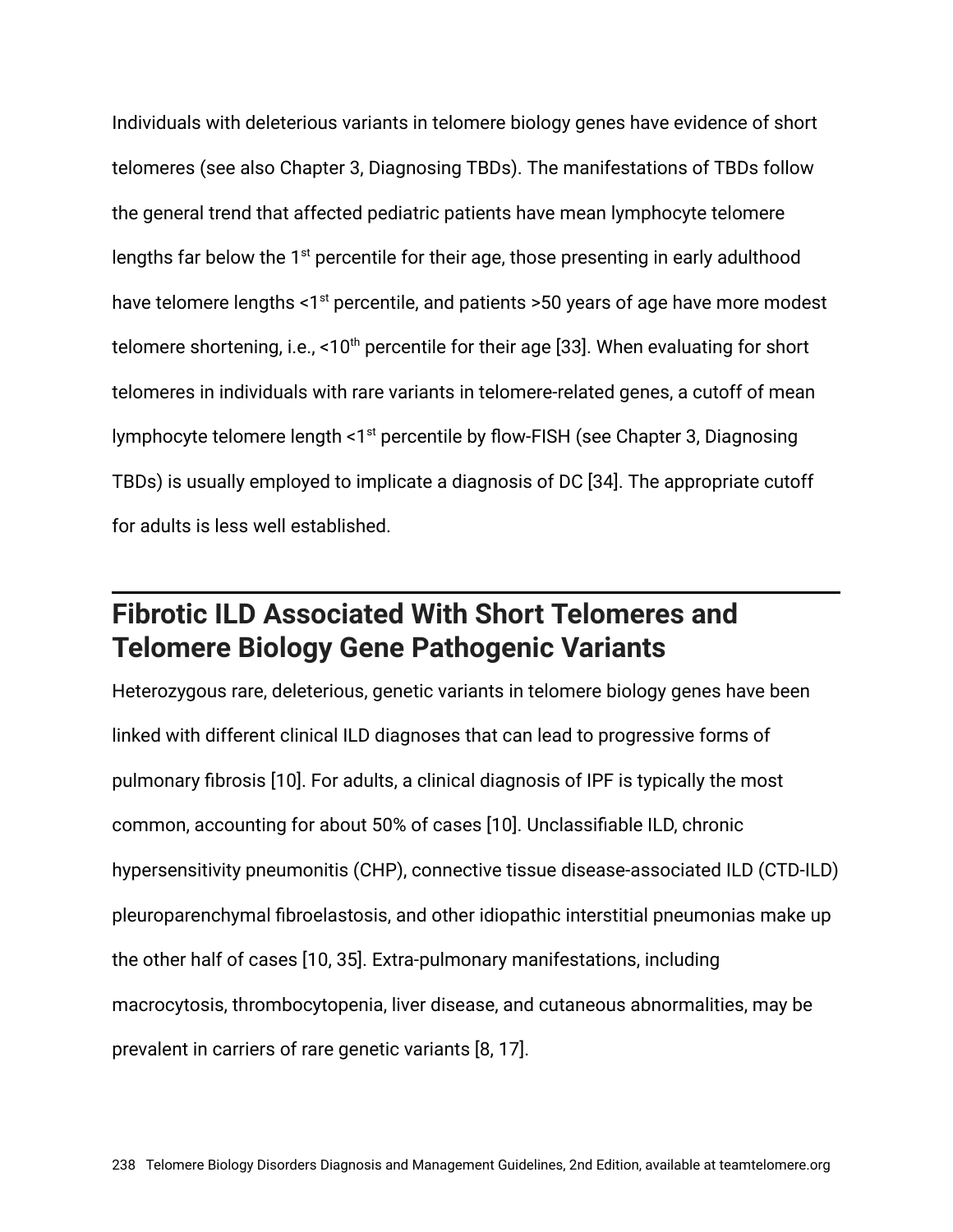Individuals with deleterious variants in telomere biology genes have evidence of short telomeres (see also Chapter 3, Diagnosing TBDs). The manifestations of TBDs follow the general trend that affected pediatric patients have mean lymphocyte telomere lengths far below the 1st percentile for their age, those presenting in early adulthood have telomere lengths <1st percentile, and patients >50 years of age have more modest telomere shortening, i.e., <10th percentile for their age [33]. When evaluating for short telomeres in individuals with rare variants in telomere-related genes, a cutoff of mean lymphocyte telomere length <1st percentile by flow-FISH (see Chapter 3, Diagnosing TBDs) is usually employed to implicate a diagnosis of DC [34]. The appropriate cutoff for adults is less well established.

## Fibrotic ILD Associated With Short Telomeres and Telomere Biology Gene Pathogenic Variants

Heterozygous rare, deleterious, genetic variants in telomere biology genes have been linked with different clinical ILD diagnoses that can lead to progressive forms of pulmonary fibrosis [10]. For adults, a clinical diagnosis of IPF is typically the most common, accounting for about 50% of cases [10]. Unclassifiable ILD, chronic hypersensitivity pneumonitis (CHP), connective tissue disease-associated ILD (CTD-ILD) pleuroparenchymal fibroelastosis, and other idiopathic interstitial pneumonias make up the other half of cases [10, 35]. Extra-pulmonary manifestations, including macrocytosis, thrombocytopenia, liver disease, and cutaneous abnormalities, may be prevalent in carriers of rare genetic variants [8, 17].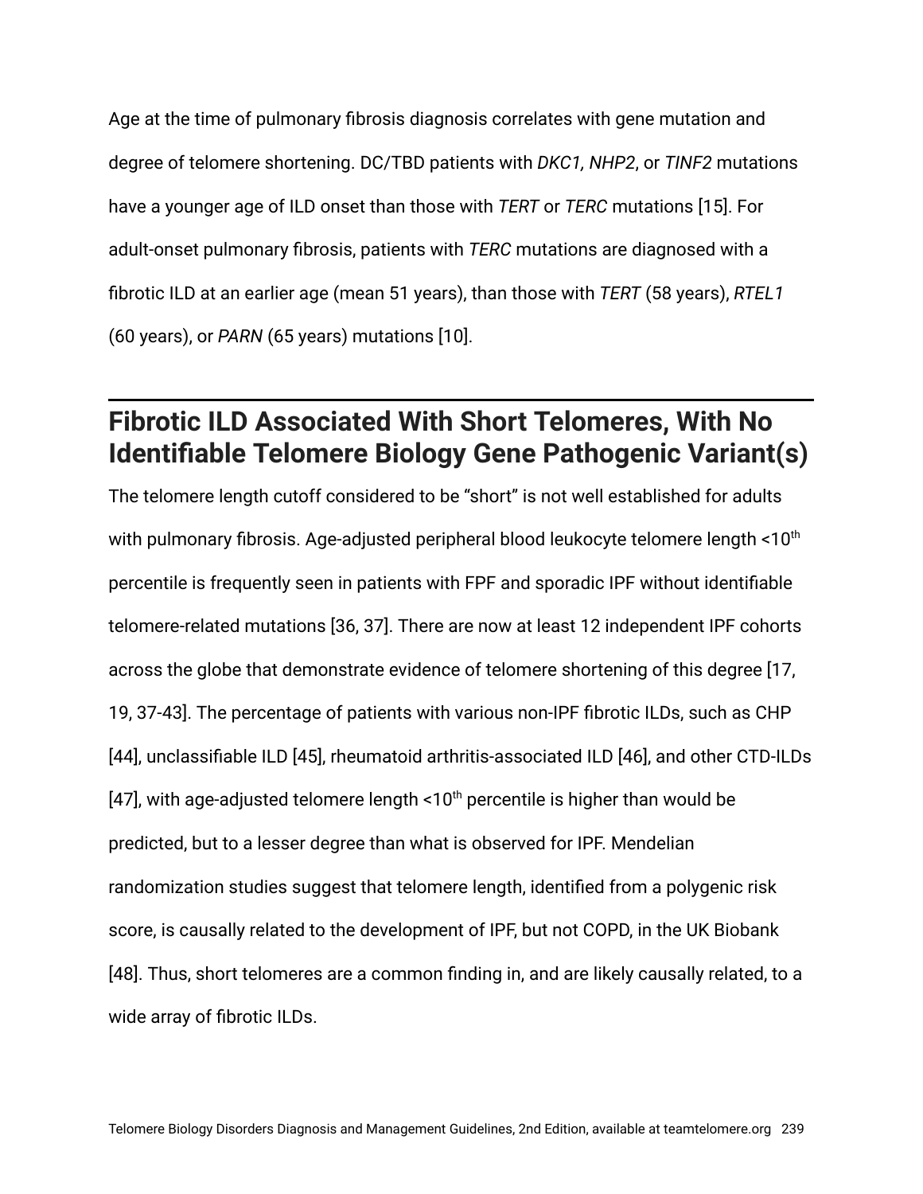Age at the time of pulmonary fibrosis diagnosis correlates with gene mutation and degree of telomere shortening. DC/TBD patients with *DKC1, NHP2*, or *TINF2* mutations have a younger age of ILD onset than those with *TERT* or *TERC* mutations [15]. For adult-onset pulmonary fibrosis, patients with *TERC* mutations are diagnosed with a fibrotic ILD at an earlier age (mean 51 years), than those with *TERT* (58 years), *RTEL1* (60 years), or *PARN* (65 years) mutations [10].

## Fibrotic ILD Associated With Short Telomeres, With No Identifiable Telomere Biology Gene Pathogenic Variant(s)

The telomere length cutoff considered to be "short" is not well established for adults with pulmonary fibrosis. Age-adjusted peripheral blood leukocyte telomere length <10$^{th}$ percentile is frequently seen in patients with FPF and sporadic IPF without identifiable telomere-related mutations [36, 37]. There are now at least 12 independent IPF cohorts across the globe that demonstrate evidence of telomere shortening of this degree [17, 19, 37-43]. The percentage of patients with various non-IPF fibrotic ILDs, such as CHP [44], unclassifiable ILD [45], rheumatoid arthritis-associated ILD [46], and other CTD-ILDs [47], with age-adjusted telomere length <10$^{th}$ percentile is higher than would be predicted, but to a lesser degree than what is observed for IPF. Mendelian randomization studies suggest that telomere length, identified from a polygenic risk score, is causally related to the development of IPF, but not COPD, in the UK Biobank [48]. Thus, short telomeres are a common finding in, and are likely causally related, to a wide array of fibrotic ILDs.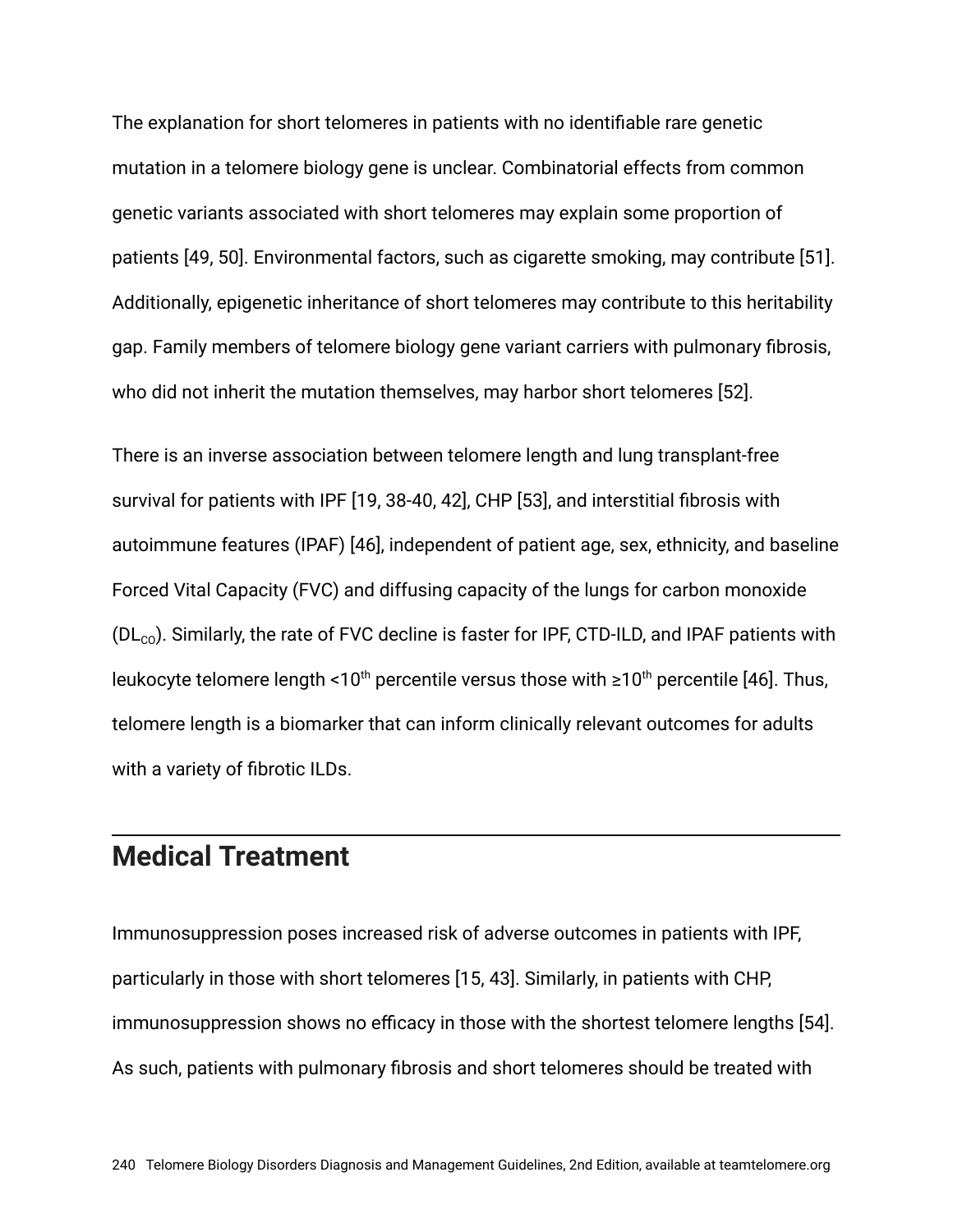The explanation for short telomeres in patients with no identifiable rare genetic mutation in a telomere biology gene is unclear. Combinatorial effects from common genetic variants associated with short telomeres may explain some proportion of patients [49, 50]. Environmental factors, such as cigarette smoking, may contribute [51]. Additionally, epigenetic inheritance of short telomeres may contribute to this heritability gap. Family members of telomere biology gene variant carriers with pulmonary fibrosis, who did not inherit the mutation themselves, may harbor short telomeres [52].

There is an inverse association between telomere length and lung transplant-free survival for patients with IPF [19, 38-40, 42], CHP [53], and interstitial fibrosis with autoimmune features (IPAF) [46], independent of patient age, sex, ethnicity, and baseline Forced Vital Capacity (FVC) and diffusing capacity of the lungs for carbon monoxide ($DL_{CO}$). Similarly, the rate of FVC decline is faster for IPF, CTD-ILD, and IPAF patients with leukocyte telomere length <10$^{th}$ percentile versus those with ≥10$^{th}$ percentile [46]. Thus, telomere length is a biomarker that can inform clinically relevant outcomes for adults with a variety of fibrotic ILDs.

## Medical Treatment

Immunosuppression poses increased risk of adverse outcomes in patients with IPF, particularly in those with short telomeres [15, 43]. Similarly, in patients with CHP, immunosuppression shows no efficacy in those with the shortest telomere lengths [54]. As such, patients with pulmonary fibrosis and short telomeres should be treated with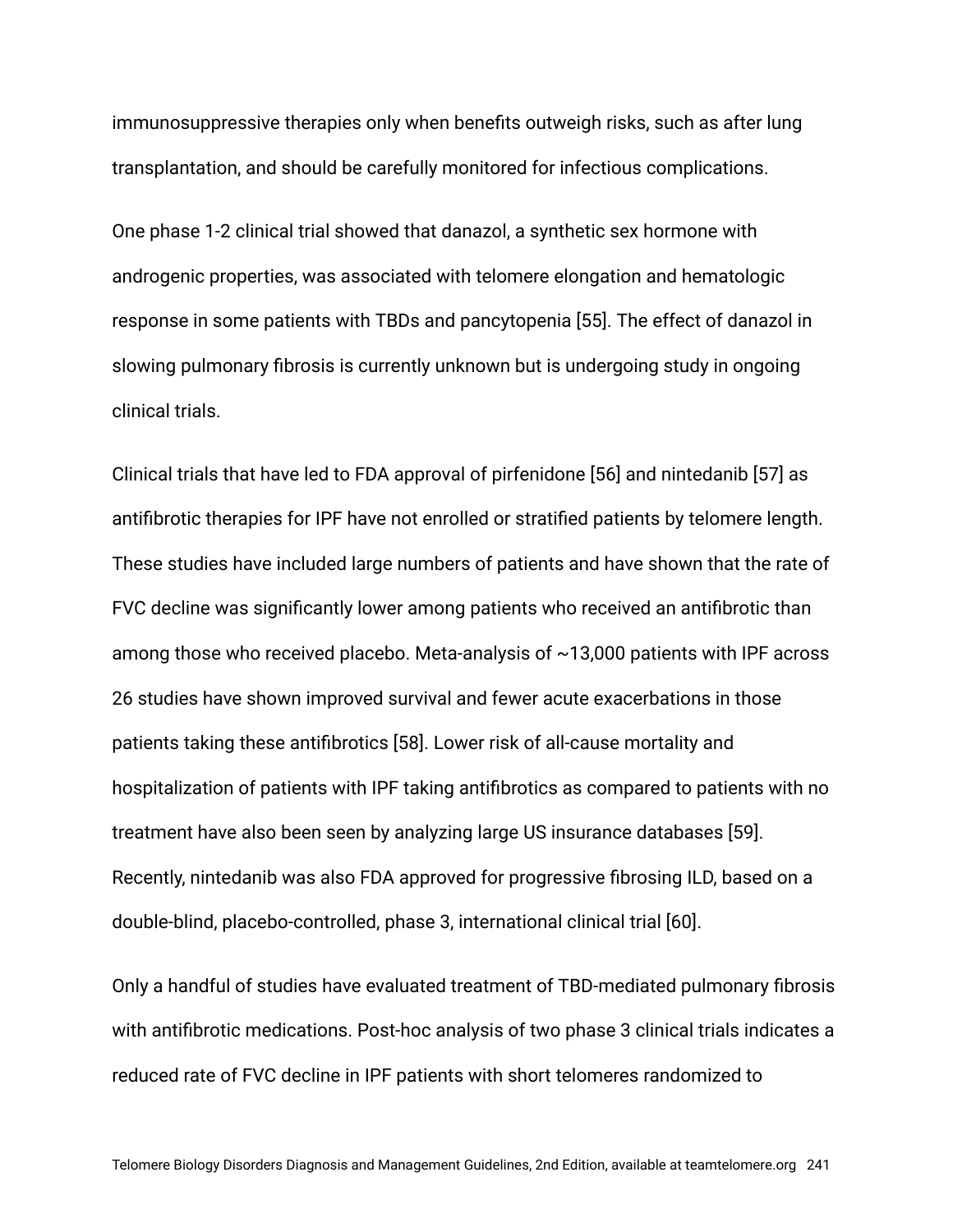immunosuppressive therapies only when benefits outweigh risks, such as after lung transplantation, and should be carefully monitored for infectious complications.

One phase 1-2 clinical trial showed that danazol, a synthetic sex hormone with androgenic properties, was associated with telomere elongation and hematologic response in some patients with TBDs and pancytopenia [55]. The effect of danazol in slowing pulmonary fibrosis is currently unknown but is undergoing study in ongoing clinical trials.

Clinical trials that have led to FDA approval of pirfenidone [56] and nintedanib [57] as antifibrotic therapies for IPF have not enrolled or stratified patients by telomere length. These studies have included large numbers of patients and have shown that the rate of FVC decline was significantly lower among patients who received an antifibrotic than among those who received placebo. Meta-analysis of ~13,000 patients with IPF across 26 studies have shown improved survival and fewer acute exacerbations in those patients taking these antifibrotics [58]. Lower risk of all-cause mortality and hospitalization of patients with IPF taking antifibrotics as compared to patients with no treatment have also been seen by analyzing large US insurance databases [59]. Recently, nintedanib was also FDA approved for progressive fibrosing ILD, based on a double-blind, placebo-controlled, phase 3, international clinical trial [60].

Only a handful of studies have evaluated treatment of TBD-mediated pulmonary fibrosis with antifibrotic medications. Post-hoc analysis of two phase 3 clinical trials indicates a reduced rate of FVC decline in IPF patients with short telomeres randomized to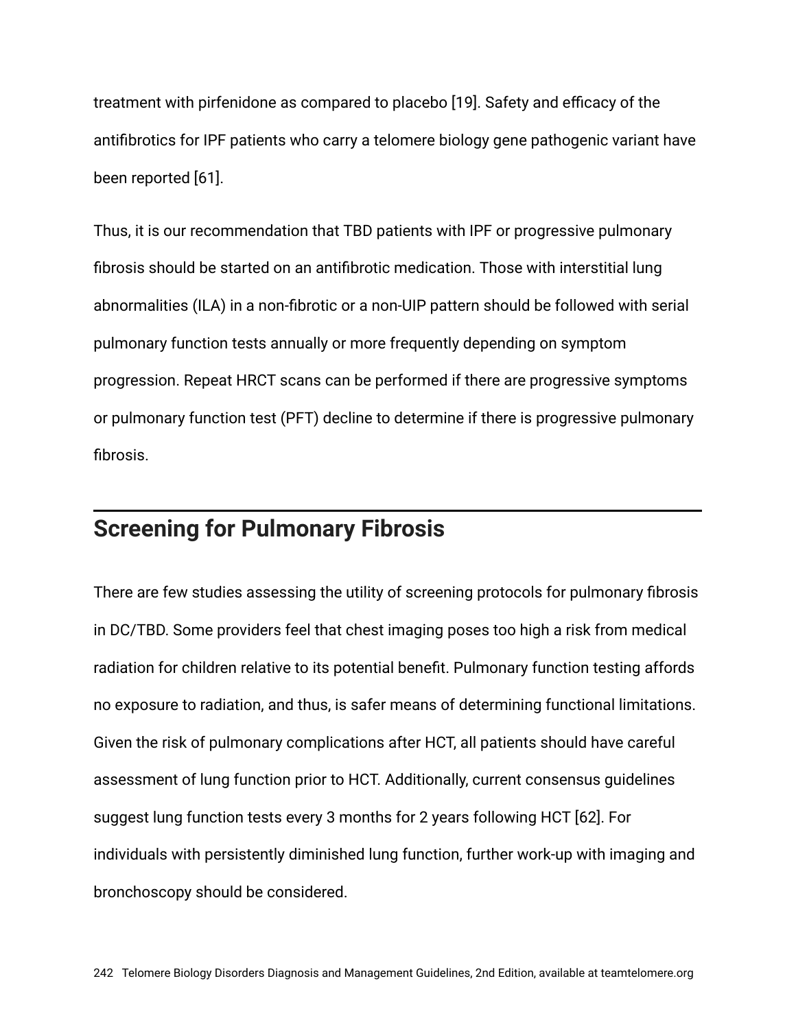treatment with pirfenidone as compared to placebo [19]. Safety and efficacy of the antifibrotics for IPF patients who carry a telomere biology gene pathogenic variant have been reported [61].

Thus, it is our recommendation that TBD patients with IPF or progressive pulmonary fibrosis should be started on an antifibrotic medication. Those with interstitial lung abnormalities (ILA) in a non-fibrotic or a non-UIP pattern should be followed with serial pulmonary function tests annually or more frequently depending on symptom progression. Repeat HRCT scans can be performed if there are progressive symptoms or pulmonary function test (PFT) decline to determine if there is progressive pulmonary fibrosis.

## Screening for Pulmonary Fibrosis

There are few studies assessing the utility of screening protocols for pulmonary fibrosis in DC/TBD. Some providers feel that chest imaging poses too high a risk from medical radiation for children relative to its potential benefit. Pulmonary function testing affords no exposure to radiation, and thus, is safer means of determining functional limitations. Given the risk of pulmonary complications after HCT, all patients should have careful assessment of lung function prior to HCT. Additionally, current consensus guidelines suggest lung function tests every 3 months for 2 years following HCT [62]. For individuals with persistently diminished lung function, further work-up with imaging and bronchoscopy should be considered.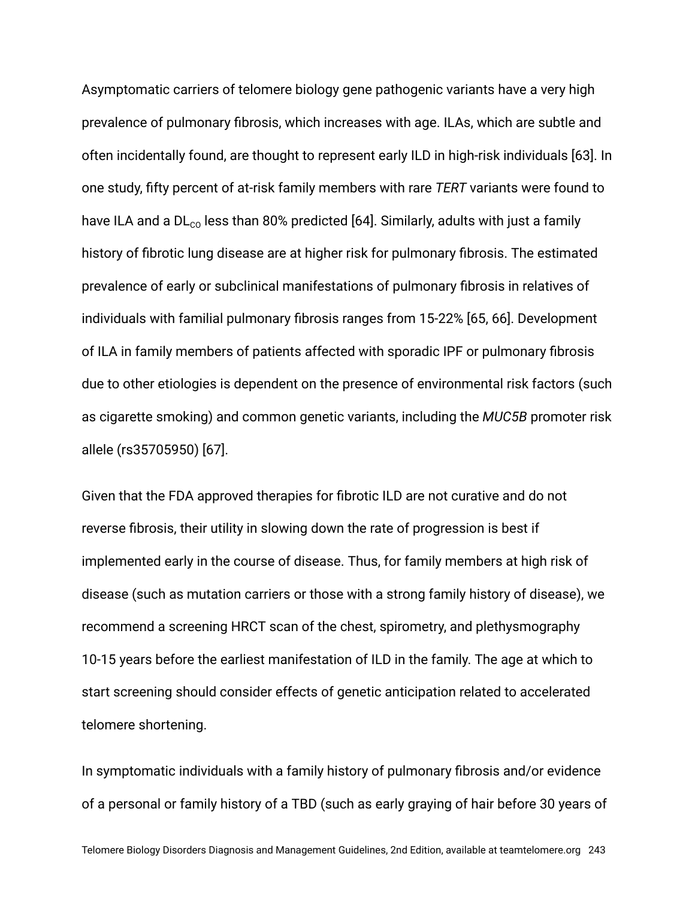Asymptomatic carriers of telomere biology gene pathogenic variants have a very high prevalence of pulmonary fibrosis, which increases with age. ILAs, which are subtle and often incidentally found, are thought to represent early ILD in high-risk individuals [63]. In one study, fifty percent of at-risk family members with rare *TERT* variants were found to have ILA and a $DL_{CO}$ less than 80% predicted [64]. Similarly, adults with just a family history of fibrotic lung disease are at higher risk for pulmonary fibrosis. The estimated prevalence of early or subclinical manifestations of pulmonary fibrosis in relatives of individuals with familial pulmonary fibrosis ranges from 15-22% [65, 66]. Development of ILA in family members of patients affected with sporadic IPF or pulmonary fibrosis due to other etiologies is dependent on the presence of environmental risk factors (such as cigarette smoking) and common genetic variants, including the *MUC5B* promoter risk allele (rs35705950) [67].

Given that the FDA approved therapies for fibrotic ILD are not curative and do not reverse fibrosis, their utility in slowing down the rate of progression is best if implemented early in the course of disease. Thus, for family members at high risk of disease (such as mutation carriers or those with a strong family history of disease), we recommend a screening HRCT scan of the chest, spirometry, and plethysmography 10-15 years before the earliest manifestation of ILD in the family. The age at which to start screening should consider effects of genetic anticipation related to accelerated telomere shortening.

In symptomatic individuals with a family history of pulmonary fibrosis and/or evidence of a personal or family history of a TBD (such as early graying of hair before 30 years of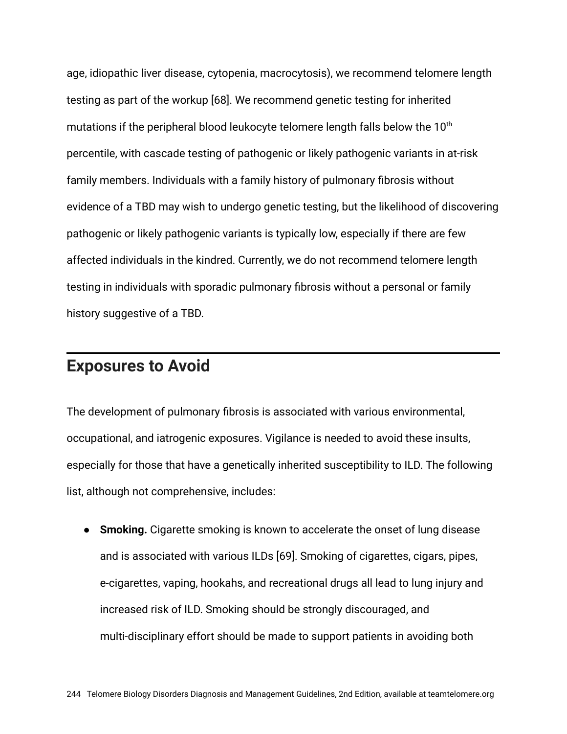age, idiopathic liver disease, cytopenia, macrocytosis), we recommend telomere length testing as part of the workup [68]. We recommend genetic testing for inherited mutations if the peripheral blood leukocyte telomere length falls below the 10th percentile, with cascade testing of pathogenic or likely pathogenic variants in at-risk family members. Individuals with a family history of pulmonary fibrosis without evidence of a TBD may wish to undergo genetic testing, but the likelihood of discovering pathogenic or likely pathogenic variants is typically low, especially if there are few affected individuals in the kindred. Currently, we do not recommend telomere length testing in individuals with sporadic pulmonary fibrosis without a personal or family history suggestive of a TBD.

## Exposures to Avoid

The development of pulmonary fibrosis is associated with various environmental, occupational, and iatrogenic exposures. Vigilance is needed to avoid these insults, especially for those that have a genetically inherited susceptibility to ILD. The following list, although not comprehensive, includes:

- **Smoking.** Cigarette smoking is known to accelerate the onset of lung disease and is associated with various ILDs [69]. Smoking of cigarettes, cigars, pipes, e-cigarettes, vaping, hookahs, and recreational drugs all lead to lung injury and increased risk of ILD. Smoking should be strongly discouraged, and multi-disciplinary effort should be made to support patients in avoiding both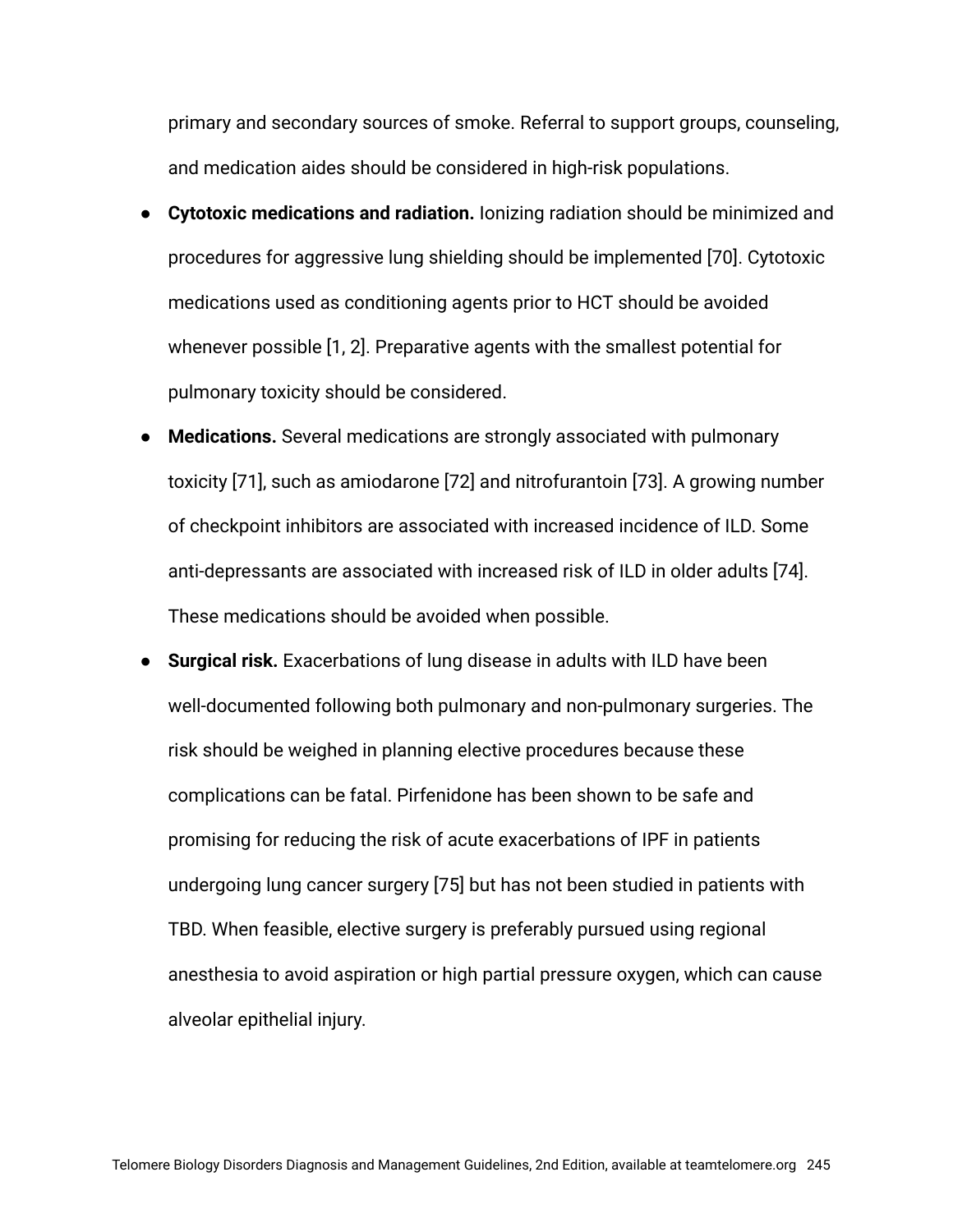primary and secondary sources of smoke. Referral to support groups, counseling, and medication aides should be considered in high-risk populations.

- **Cytotoxic medications and radiation.** Ionizing radiation should be minimized and procedures for aggressive lung shielding should be implemented [70]. Cytotoxic medications used as conditioning agents prior to HCT should be avoided whenever possible [1, 2]. Preparative agents with the smallest potential for pulmonary toxicity should be considered.
- **Medications.** Several medications are strongly associated with pulmonary toxicity [71], such as amiodarone [72] and nitrofurantoin [73]. A growing number of checkpoint inhibitors are associated with increased incidence of ILD. Some anti-depressants are associated with increased risk of ILD in older adults [74]. These medications should be avoided when possible.
- **Surgical risk.** Exacerbations of lung disease in adults with ILD have been well-documented following both pulmonary and non-pulmonary surgeries. The risk should be weighed in planning elective procedures because these complications can be fatal. Pirfenidone has been shown to be safe and promising for reducing the risk of acute exacerbations of IPF in patients undergoing lung cancer surgery [75] but has not been studied in patients with TBD. When feasible, elective surgery is preferably pursued using regional anesthesia to avoid aspiration or high partial pressure oxygen, which can cause alveolar epithelial injury.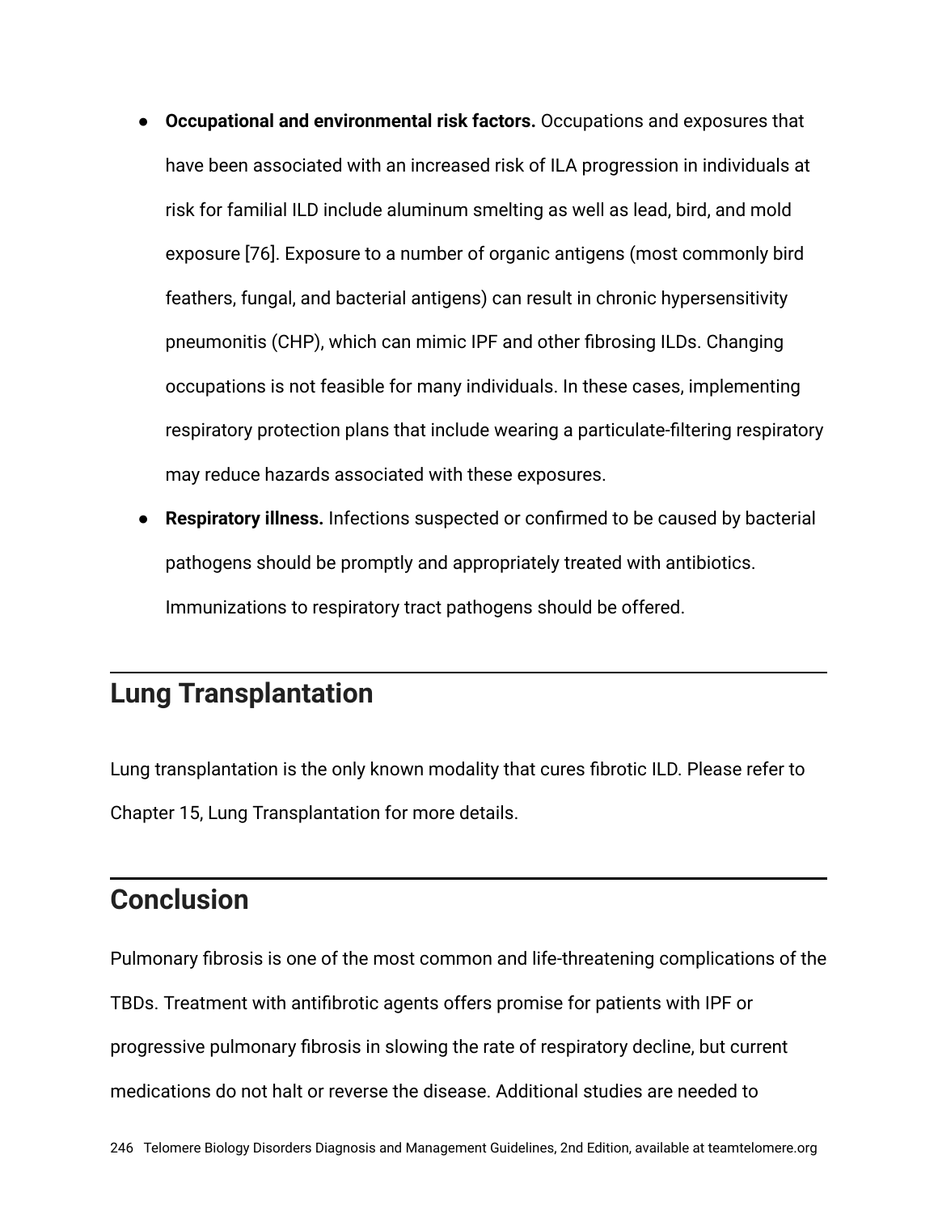- **Occupational and environmental risk factors.** Occupations and exposures that have been associated with an increased risk of ILA progression in individuals at risk for familial ILD include aluminum smelting as well as lead, bird, and mold exposure [76]. Exposure to a number of organic antigens (most commonly bird feathers, fungal, and bacterial antigens) can result in chronic hypersensitivity pneumonitis (CHP), which can mimic IPF and other fibrosing ILDs. Changing occupations is not feasible for many individuals. In these cases, implementing respiratory protection plans that include wearing a particulate-filtering respiratory may reduce hazards associated with these exposures.
- **Respiratory illness.** Infections suspected or confirmed to be caused by bacterial pathogens should be promptly and appropriately treated with antibiotics. Immunizations to respiratory tract pathogens should be offered.

## Lung Transplantation

Lung transplantation is the only known modality that cures fibrotic ILD. Please refer to Chapter 15, Lung Transplantation for more details.

## Conclusion

Pulmonary fibrosis is one of the most common and life-threatening complications of the TBDs. Treatment with antifibrotic agents offers promise for patients with IPF or progressive pulmonary fibrosis in slowing the rate of respiratory decline, but current medications do not halt or reverse the disease. Additional studies are needed to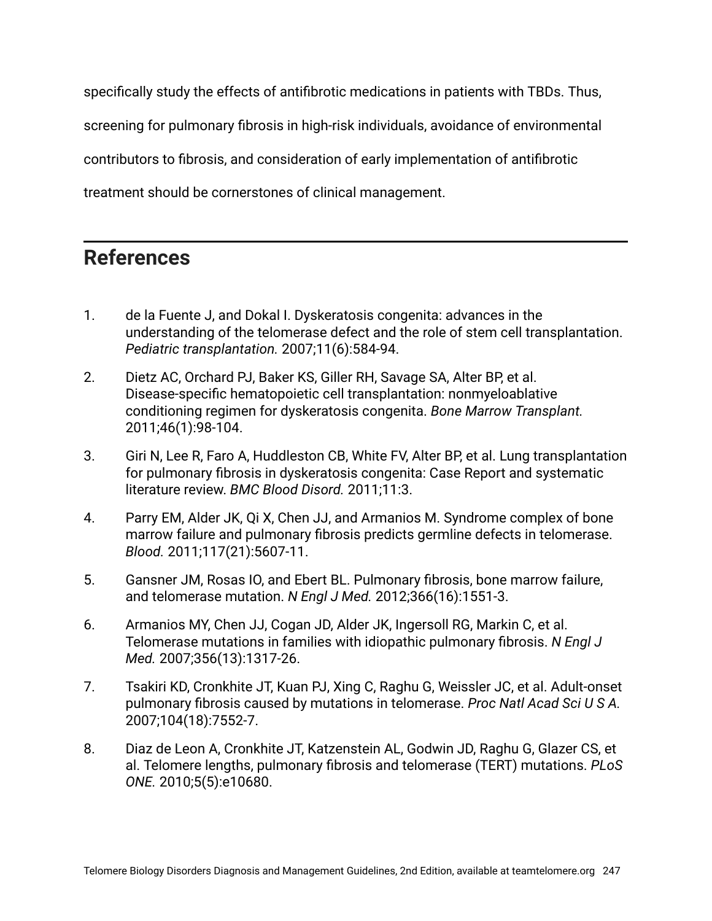specifically study the effects of antifibrotic medications in patients with TBDs. Thus, screening for pulmonary fibrosis in high-risk individuals, avoidance of environmental contributors to fibrosis, and consideration of early implementation of antifibrotic treatment should be cornerstones of clinical management.

## References

1. de la Fuente J, and Dokal I. Dyskeratosis congenita: advances in the understanding of the telomerase defect and the role of stem cell transplantation. *Pediatric transplantation.* 2007;11(6):584-94.
2. Dietz AC, Orchard PJ, Baker KS, Giller RH, Savage SA, Alter BP, et al. Disease-specific hematopoietic cell transplantation: nonmyeloablative conditioning regimen for dyskeratosis congenita. *Bone Marrow Transplant.* 2011;46(1):98-104.
3. Giri N, Lee R, Faro A, Huddleston CB, White FV, Alter BP, et al. Lung transplantation for pulmonary fibrosis in dyskeratosis congenita: Case Report and systematic literature review. *BMC Blood Disord.* 2011;11:3.
4. Parry EM, Alder JK, Qi X, Chen JJ, and Armanios M. Syndrome complex of bone marrow failure and pulmonary fibrosis predicts germline defects in telomerase. *Blood.* 2011;117(21):5607-11.
5. Gansner JM, Rosas IO, and Ebert BL. Pulmonary fibrosis, bone marrow failure, and telomerase mutation. *N Engl J Med.* 2012;366(16):1551-3.
6. Armanios MY, Chen JJ, Cogan JD, Alder JK, Ingersoll RG, Markin C, et al. Telomerase mutations in families with idiopathic pulmonary fibrosis. *N Engl J Med.* 2007;356(13):1317-26.
7. Tsakiri KD, Cronkhite JT, Kuan PJ, Xing C, Raghu G, Weissler JC, et al. Adult-onset pulmonary fibrosis caused by mutations in telomerase. *Proc Natl Acad Sci U S A.* 2007;104(18):7552-7.
8. Diaz de Leon A, Cronkhite JT, Katzenstein AL, Godwin JD, Raghu G, Glazer CS, et al. Telomere lengths, pulmonary fibrosis and telomerase (TERT) mutations. *PLoS ONE.* 2010;5(5):e10680.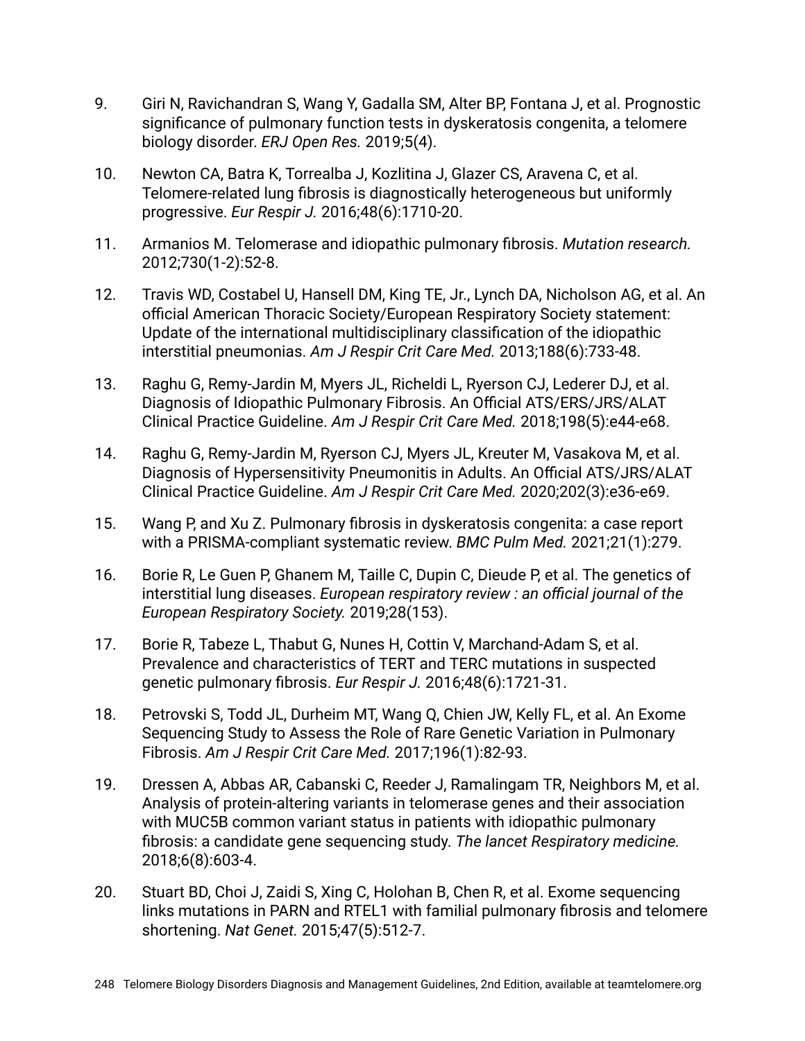9. Giri N, Ravichandran S, Wang Y, Gadalla SM, Alter BP, Fontana J, et al. Prognostic significance of pulmonary function tests in dyskeratosis congenita, a telomere biology disorder. *ERJ Open Res.* 2019;5(4).

10. Newton CA, Batra K, Torrealba J, Kozlitina J, Glazer CS, Aravena C, et al. Telomere-related lung fibrosis is diagnostically heterogeneous but uniformly progressive. *Eur Respir J.* 2016;48(6):1710-20.

11. Armanios M. Telomerase and idiopathic pulmonary fibrosis. *Mutation research.* 2012;730(1-2):52-8.

12. Travis WD, Costabel U, Hansell DM, King TE, Jr., Lynch DA, Nicholson AG, et al. An official American Thoracic Society/European Respiratory Society statement: Update of the international multidisciplinary classification of the idiopathic interstitial pneumonias. *Am J Respir Crit Care Med.* 2013;188(6):733-48.

13. Raghu G, Remy-Jardin M, Myers JL, Richeldi L, Ryerson CJ, Lederer DJ, et al. Diagnosis of Idiopathic Pulmonary Fibrosis. An Official ATS/ERS/JRS/ALAT Clinical Practice Guideline. *Am J Respir Crit Care Med.* 2018;198(5):e44-e68.

14. Raghu G, Remy-Jardin M, Ryerson CJ, Myers JL, Kreuter M, Vasakova M, et al. Diagnosis of Hypersensitivity Pneumonitis in Adults. An Official ATS/JRS/ALAT Clinical Practice Guideline. *Am J Respir Crit Care Med.* 2020;202(3):e36-e69.

15. Wang P, and Xu Z. Pulmonary fibrosis in dyskeratosis congenita: a case report with a PRISMA-compliant systematic review. *BMC Pulm Med.* 2021;21(1):279.

16. Borie R, Le Guen P, Ghanem M, Taille C, Dupin C, Dieude P, et al. The genetics of interstitial lung diseases. *European respiratory review : an official journal of the European Respiratory Society.* 2019;28(153).

17. Borie R, Tabeze L, Thabut G, Nunes H, Cottin V, Marchand-Adam S, et al. Prevalence and characteristics of TERT and TERC mutations in suspected genetic pulmonary fibrosis. *Eur Respir J.* 2016;48(6):1721-31.

18. Petrovski S, Todd JL, Durheim MT, Wang Q, Chien JW, Kelly FL, et al. An Exome Sequencing Study to Assess the Role of Rare Genetic Variation in Pulmonary Fibrosis. *Am J Respir Crit Care Med.* 2017;196(1):82-93.

19. Dressen A, Abbas AR, Cabanski C, Reeder J, Ramalingam TR, Neighbors M, et al. Analysis of protein-altering variants in telomerase genes and their association with MUC5B common variant status in patients with idiopathic pulmonary fibrosis: a candidate gene sequencing study. *The lancet Respiratory medicine.* 2018;6(8):603-4.

20. Stuart BD, Choi J, Zaidi S, Xing C, Holohan B, Chen R, et al. Exome sequencing links mutations in PARN and RTEL1 with familial pulmonary fibrosis and telomere shortening. *Nat Genet.* 2015;47(5):512-7.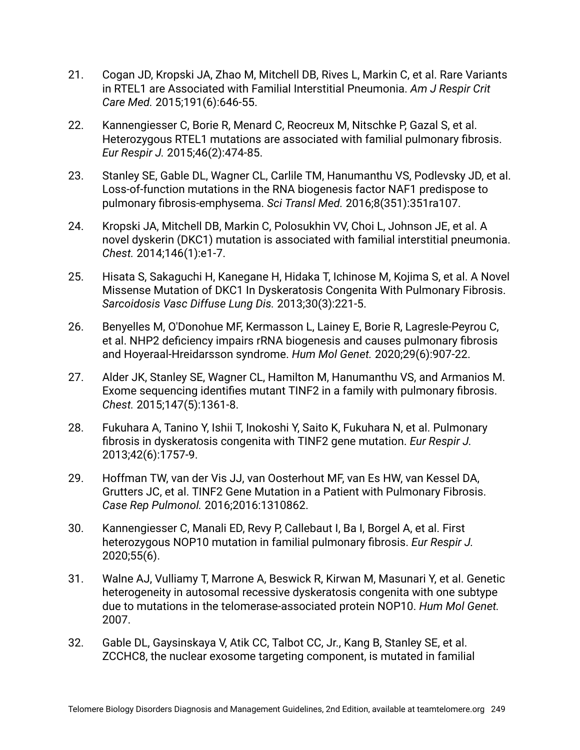21. Cogan JD, Kropski JA, Zhao M, Mitchell DB, Rives L, Markin C, et al. Rare Variants in RTEL1 are Associated with Familial Interstitial Pneumonia. *Am J Respir Crit Care Med.* 2015;191(6):646-55.

22. Kannengiesser C, Borie R, Menard C, Reocreux M, Nitschke P, Gazal S, et al. Heterozygous RTEL1 mutations are associated with familial pulmonary fibrosis. *Eur Respir J.* 2015;46(2):474-85.

23. Stanley SE, Gable DL, Wagner CL, Carlile TM, Hanumanthu VS, Podlevsky JD, et al. Loss-of-function mutations in the RNA biogenesis factor NAF1 predispose to pulmonary fibrosis-emphysema. *Sci Transl Med.* 2016;8(351):351ra107.

24. Kropski JA, Mitchell DB, Markin C, Polosukhin VV, Choi L, Johnson JE, et al. A novel dyskerin (DKC1) mutation is associated with familial interstitial pneumonia. *Chest.* 2014;146(1):e1-7.

25. Hisata S, Sakaguchi H, Kanegane H, Hidaka T, Ichinose M, Kojima S, et al. A Novel Missense Mutation of DKC1 In Dyskeratosis Congenita With Pulmonary Fibrosis. *Sarcoidosis Vasc Diffuse Lung Dis.* 2013;30(3):221-5.

26. Benyelles M, O'Donohue MF, Kermasson L, Lainey E, Borie R, Lagresle-Peyrou C, et al. NHP2 deficiency impairs rRNA biogenesis and causes pulmonary fibrosis and Hoyeraal-Hreidarsson syndrome. *Hum Mol Genet.* 2020;29(6):907-22.

27. Alder JK, Stanley SE, Wagner CL, Hamilton M, Hanumanthu VS, and Armanios M. Exome sequencing identifies mutant TINF2 in a family with pulmonary fibrosis. *Chest.* 2015;147(5):1361-8.

28. Fukuhara A, Tanino Y, Ishii T, Inokoshi Y, Saito K, Fukuhara N, et al. Pulmonary fibrosis in dyskeratosis congenita with TINF2 gene mutation. *Eur Respir J.* 2013;42(6):1757-9.

29. Hoffman TW, van der Vis JJ, van Oosterhout MF, van Es HW, van Kessel DA, Grutters JC, et al. TINF2 Gene Mutation in a Patient with Pulmonary Fibrosis. *Case Rep Pulmonol.* 2016;2016:1310862.

30. Kannengiesser C, Manali ED, Revy P, Callebaut I, Ba I, Borgel A, et al. First heterozygous NOP10 mutation in familial pulmonary fibrosis. *Eur Respir J.* 2020;55(6).

31. Walne AJ, Vulliamy T, Marrone A, Beswick R, Kirwan M, Masunari Y, et al. Genetic heterogeneity in autosomal recessive dyskeratosis congenita with one subtype due to mutations in the telomerase-associated protein NOP10. *Hum Mol Genet.* 2007.

32. Gable DL, Gaysinskaya V, Atik CC, Talbot CC, Jr., Kang B, Stanley SE, et al. ZCCHC8, the nuclear exosome targeting component, is mutated in familial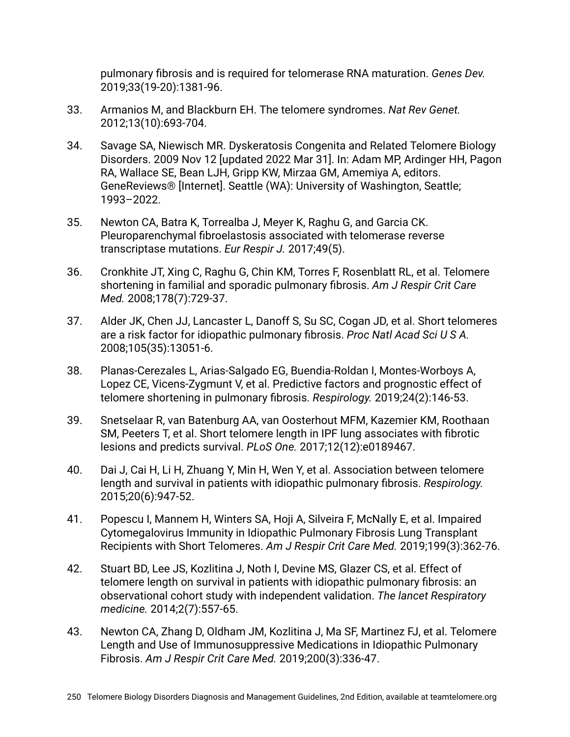pulmonary fibrosis and is required for telomerase RNA maturation. *Genes Dev.* 2019;33(19-20):1381-96.

33. Armanios M, and Blackburn EH. The telomere syndromes. *Nat Rev Genet.* 2012;13(10):693-704.

34. Savage SA, Niewisch MR. Dyskeratosis Congenita and Related Telomere Biology Disorders. 2009 Nov 12 [updated 2022 Mar 31]. In: Adam MP, Ardinger HH, Pagon RA, Wallace SE, Bean LJH, Gripp KW, Mirzaa GM, Amemiya A, editors. GeneReviews® [Internet]. Seattle (WA): University of Washington, Seattle; 1993–2022.

35. Newton CA, Batra K, Torrealba J, Meyer K, Raghu G, and Garcia CK. Pleuroparenchymal fibroelastosis associated with telomerase reverse transcriptase mutations. *Eur Respir J.* 2017;49(5).

36. Cronkhite JT, Xing C, Raghu G, Chin KM, Torres F, Rosenblatt RL, et al. Telomere shortening in familial and sporadic pulmonary fibrosis. *Am J Respir Crit Care Med.* 2008;178(7):729-37.

37. Alder JK, Chen JJ, Lancaster L, Danoff S, Su SC, Cogan JD, et al. Short telomeres are a risk factor for idiopathic pulmonary fibrosis. *Proc Natl Acad Sci U S A.* 2008;105(35):13051-6.

38. Planas-Cerezales L, Arias-Salgado EG, Buendia-Roldan I, Montes-Worboys A, Lopez CE, Vicens-Zygmunt V, et al. Predictive factors and prognostic effect of telomere shortening in pulmonary fibrosis. *Respirology.* 2019;24(2):146-53.

39. Snetselaar R, van Batenburg AA, van Oosterhout MFM, Kazemier KM, Roothaan SM, Peeters T, et al. Short telomere length in IPF lung associates with fibrotic lesions and predicts survival. *PLoS One.* 2017;12(12):e0189467.

40. Dai J, Cai H, Li H, Zhuang Y, Min H, Wen Y, et al. Association between telomere length and survival in patients with idiopathic pulmonary fibrosis. *Respirology.* 2015;20(6):947-52.

41. Popescu I, Mannem H, Winters SA, Hoji A, Silveira F, McNally E, et al. Impaired Cytomegalovirus Immunity in Idiopathic Pulmonary Fibrosis Lung Transplant Recipients with Short Telomeres. *Am J Respir Crit Care Med.* 2019;199(3):362-76.

42. Stuart BD, Lee JS, Kozlitina J, Noth I, Devine MS, Glazer CS, et al. Effect of telomere length on survival in patients with idiopathic pulmonary fibrosis: an observational cohort study with independent validation. *The lancet Respiratory medicine.* 2014;2(7):557-65.

43. Newton CA, Zhang D, Oldham JM, Kozlitina J, Ma SF, Martinez FJ, et al. Telomere Length and Use of Immunosuppressive Medications in Idiopathic Pulmonary Fibrosis. *Am J Respir Crit Care Med.* 2019;200(3):336-47.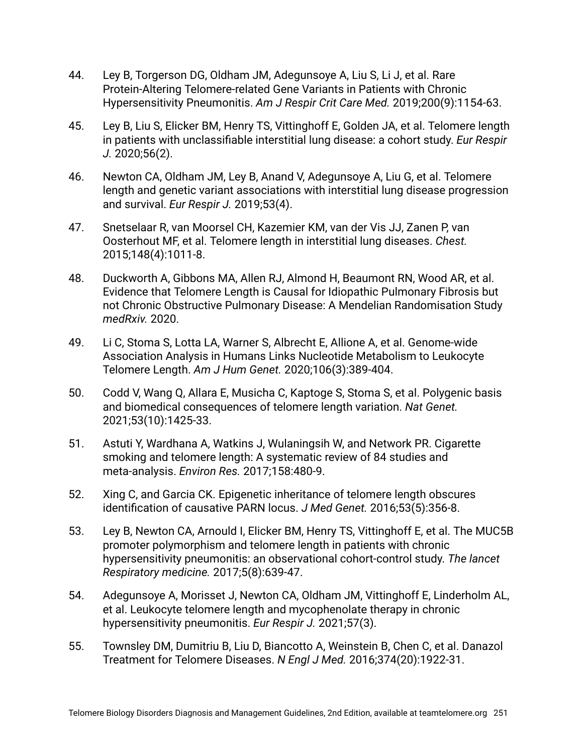44. Ley B, Torgerson DG, Oldham JM, Adegunsoye A, Liu S, Li J, et al. Rare Protein-Altering Telomere-related Gene Variants in Patients with Chronic Hypersensitivity Pneumonitis. *Am J Respir Crit Care Med.* 2019;200(9):1154-63.

45. Ley B, Liu S, Elicker BM, Henry TS, Vittinghoff E, Golden JA, et al. Telomere length in patients with unclassifiable interstitial lung disease: a cohort study. *Eur Respir J.* 2020;56(2).

46. Newton CA, Oldham JM, Ley B, Anand V, Adegunsoye A, Liu G, et al. Telomere length and genetic variant associations with interstitial lung disease progression and survival. *Eur Respir J.* 2019;53(4).

47. Snetselaar R, van Moorsel CH, Kazemier KM, van der Vis JJ, Zanen P, van Oosterhout MF, et al. Telomere length in interstitial lung diseases. *Chest.* 2015;148(4):1011-8.

48. Duckworth A, Gibbons MA, Allen RJ, Almond H, Beaumont RN, Wood AR, et al. Evidence that Telomere Length is Causal for Idiopathic Pulmonary Fibrosis but not Chronic Obstructive Pulmonary Disease: A Mendelian Randomisation Study *medRxiv.* 2020.

49. Li C, Stoma S, Lotta LA, Warner S, Albrecht E, Allione A, et al. Genome-wide Association Analysis in Humans Links Nucleotide Metabolism to Leukocyte Telomere Length. *Am J Hum Genet.* 2020;106(3):389-404.

50. Codd V, Wang Q, Allara E, Musicha C, Kaptoge S, Stoma S, et al. Polygenic basis and biomedical consequences of telomere length variation. *Nat Genet.* 2021;53(10):1425-33.

51. Astuti Y, Wardhana A, Watkins J, Wulaningsih W, and Network PR. Cigarette smoking and telomere length: A systematic review of 84 studies and meta-analysis. *Environ Res.* 2017;158:480-9.

52. Xing C, and Garcia CK. Epigenetic inheritance of telomere length obscures identification of causative PARN locus. *J Med Genet.* 2016;53(5):356-8.

53. Ley B, Newton CA, Arnould I, Elicker BM, Henry TS, Vittinghoff E, et al. The MUC5B promoter polymorphism and telomere length in patients with chronic hypersensitivity pneumonitis: an observational cohort-control study. *The lancet Respiratory medicine.* 2017;5(8):639-47.

54. Adegunsoye A, Morisset J, Newton CA, Oldham JM, Vittinghoff E, Linderholm AL, et al. Leukocyte telomere length and mycophenolate therapy in chronic hypersensitivity pneumonitis. *Eur Respir J.* 2021;57(3).

55. Townsley DM, Dumitriu B, Liu D, Biancotto A, Weinstein B, Chen C, et al. Danazol Treatment for Telomere Diseases. *N Engl J Med.* 2016;374(20):1922-31.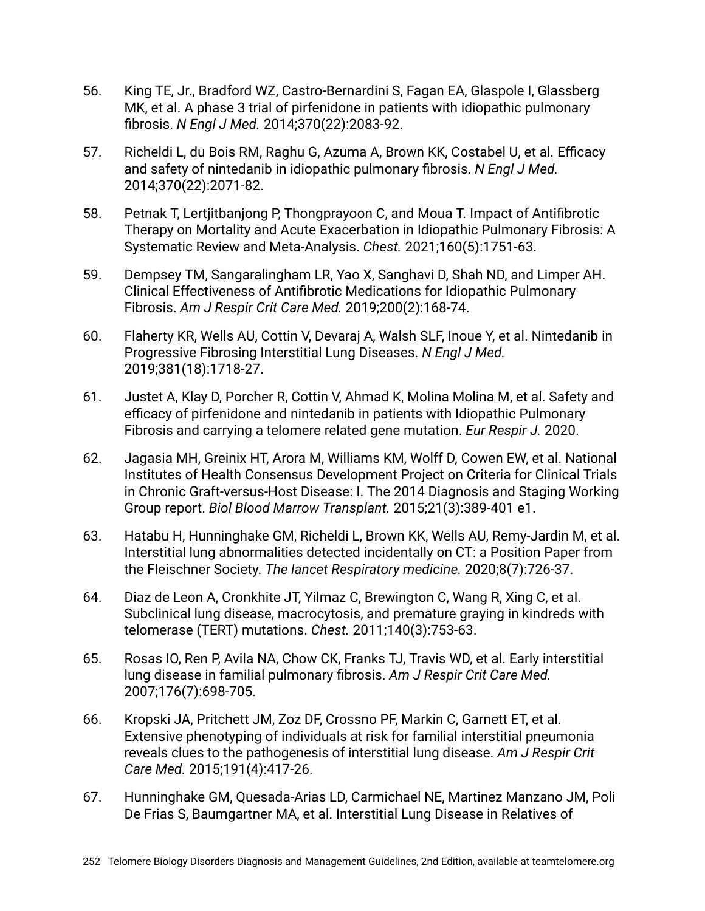56. King TE, Jr., Bradford WZ, Castro-Bernardini S, Fagan EA, Glaspole I, Glassberg MK, et al. A phase 3 trial of pirfenidone in patients with idiopathic pulmonary fibrosis. *N Engl J Med.* 2014;370(22):2083-92.

57. Richeldi L, du Bois RM, Raghu G, Azuma A, Brown KK, Costabel U, et al. Efficacy and safety of nintedanib in idiopathic pulmonary fibrosis. *N Engl J Med.* 2014;370(22):2071-82.

58. Petnak T, Lertjitbanjong P, Thongprayoon C, and Moua T. Impact of Antifibrotic Therapy on Mortality and Acute Exacerbation in Idiopathic Pulmonary Fibrosis: A Systematic Review and Meta-Analysis. *Chest.* 2021;160(5):1751-63.

59. Dempsey TM, Sangaralingham LR, Yao X, Sanghavi D, Shah ND, and Limper AH. Clinical Effectiveness of Antifibrotic Medications for Idiopathic Pulmonary Fibrosis. *Am J Respir Crit Care Med.* 2019;200(2):168-74.

60. Flaherty KR, Wells AU, Cottin V, Devaraj A, Walsh SLF, Inoue Y, et al. Nintedanib in Progressive Fibrosing Interstitial Lung Diseases. *N Engl J Med.* 2019;381(18):1718-27.

61. Justet A, Klay D, Porcher R, Cottin V, Ahmad K, Molina Molina M, et al. Safety and efficacy of pirfenidone and nintedanib in patients with Idiopathic Pulmonary Fibrosis and carrying a telomere related gene mutation. *Eur Respir J.* 2020.

62. Jagasia MH, Greinix HT, Arora M, Williams KM, Wolff D, Cowen EW, et al. National Institutes of Health Consensus Development Project on Criteria for Clinical Trials in Chronic Graft-versus-Host Disease: I. The 2014 Diagnosis and Staging Working Group report. *Biol Blood Marrow Transplant.* 2015;21(3):389-401 e1.

63. Hatabu H, Hunninghake GM, Richeldi L, Brown KK, Wells AU, Remy-Jardin M, et al. Interstitial lung abnormalities detected incidentally on CT: a Position Paper from the Fleischner Society. *The lancet Respiratory medicine.* 2020;8(7):726-37.

64. Diaz de Leon A, Cronkhite JT, Yilmaz C, Brewington C, Wang R, Xing C, et al. Subclinical lung disease, macrocytosis, and premature graying in kindreds with telomerase (TERT) mutations. *Chest.* 2011;140(3):753-63.

65. Rosas IO, Ren P, Avila NA, Chow CK, Franks TJ, Travis WD, et al. Early interstitial lung disease in familial pulmonary fibrosis. *Am J Respir Crit Care Med.* 2007;176(7):698-705.

66. Kropski JA, Pritchett JM, Zoz DF, Crossno PF, Markin C, Garnett ET, et al. Extensive phenotyping of individuals at risk for familial interstitial pneumonia reveals clues to the pathogenesis of interstitial lung disease. *Am J Respir Crit Care Med.* 2015;191(4):417-26.

67. Hunninghake GM, Quesada-Arias LD, Carmichael NE, Martinez Manzano JM, Poli De Frias S, Baumgartner MA, et al. Interstitial Lung Disease in Relatives of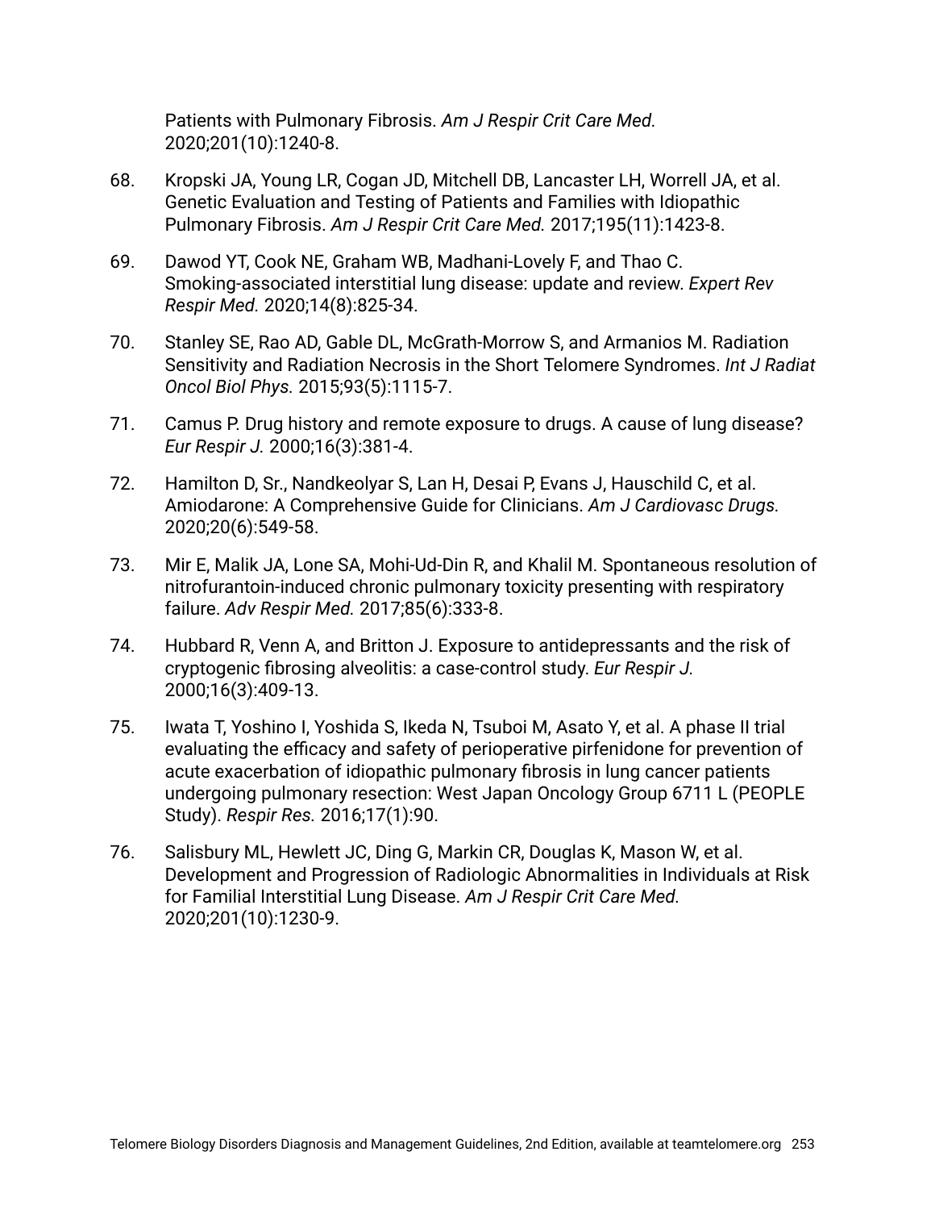Patients with Pulmonary Fibrosis. *Am J Respir Crit Care Med.* 2020;201(10):1240-8.

68. Kropski JA, Young LR, Cogan JD, Mitchell DB, Lancaster LH, Worrell JA, et al. Genetic Evaluation and Testing of Patients and Families with Idiopathic Pulmonary Fibrosis. *Am J Respir Crit Care Med.* 2017;195(11):1423-8.

69. Dawod YT, Cook NE, Graham WB, Madhani-Lovely F, and Thao C. Smoking-associated interstitial lung disease: update and review. *Expert Rev Respir Med.* 2020;14(8):825-34.

70. Stanley SE, Rao AD, Gable DL, McGrath-Morrow S, and Armanios M. Radiation Sensitivity and Radiation Necrosis in the Short Telomere Syndromes. *Int J Radiat Oncol Biol Phys.* 2015;93(5):1115-7.

71. Camus P. Drug history and remote exposure to drugs. A cause of lung disease? *Eur Respir J.* 2000;16(3):381-4.

72. Hamilton D, Sr., Nandkeolyar S, Lan H, Desai P, Evans J, Hauschild C, et al. Amiodarone: A Comprehensive Guide for Clinicians. *Am J Cardiovasc Drugs.* 2020;20(6):549-58.

73. Mir E, Malik JA, Lone SA, Mohi-Ud-Din R, and Khalil M. Spontaneous resolution of nitrofurantoin-induced chronic pulmonary toxicity presenting with respiratory failure. *Adv Respir Med.* 2017;85(6):333-8.

74. Hubbard R, Venn A, and Britton J. Exposure to antidepressants and the risk of cryptogenic fibrosing alveolitis: a case-control study. *Eur Respir J.* 2000;16(3):409-13.

75. Iwata T, Yoshino I, Yoshida S, Ikeda N, Tsuboi M, Asato Y, et al. A phase II trial evaluating the efficacy and safety of perioperative pirfenidone for prevention of acute exacerbation of idiopathic pulmonary fibrosis in lung cancer patients undergoing pulmonary resection: West Japan Oncology Group 6711 L (PEOPLE Study). *Respir Res.* 2016;17(1):90.

76. Salisbury ML, Hewlett JC, Ding G, Markin CR, Douglas K, Mason W, et al. Development and Progression of Radiologic Abnormalities in Individuals at Risk for Familial Interstitial Lung Disease. *Am J Respir Crit Care Med.* 2020;201(10):1230-9.